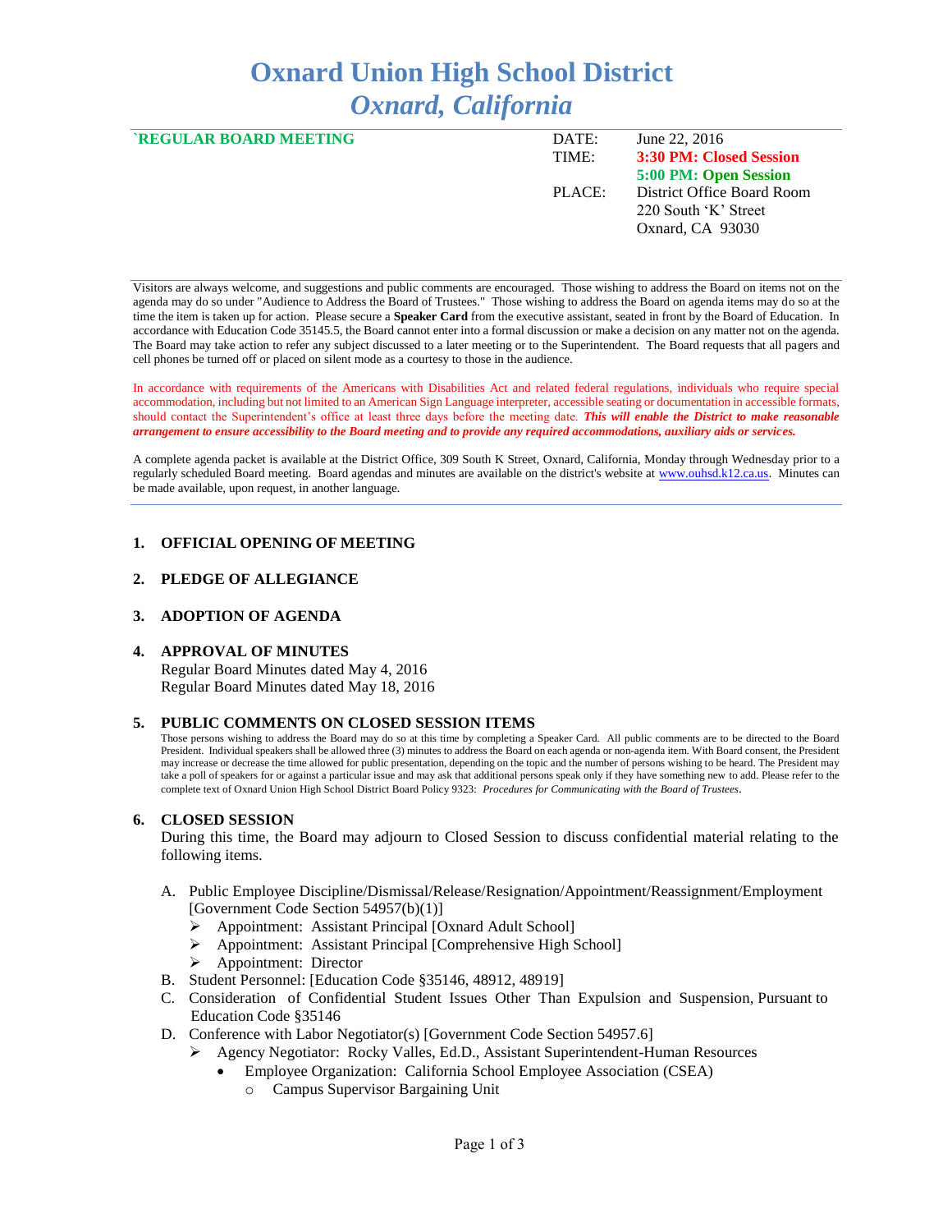# Oxnard Union High School District
## *Oxnard, California*

**`REGULAR BOARD MEETING**

| | |
|---|---|
| DATE: | June 22, 2016 |
| TIME: | **3:30 PM: Closed Session** |
| | **5:00 PM: Open Session** |
| PLACE: | District Office Board Room |
| | 220 South 'K' Street |
| | Oxnard, CA 93030 |

Visitors are always welcome, and suggestions and public comments are encouraged. Those wishing to address the Board on items not on the agenda may do so under "Audience to Address the Board of Trustees." Those wishing to address the Board on agenda items may do so at the time the item is taken up for action. Please secure a **Speaker Card** from the executive assistant, seated in front by the Board of Education. In accordance with Education Code 35145.5, the Board cannot enter into a formal discussion or make a decision on any matter not on the agenda. The Board may take action to refer any subject discussed to a later meeting or to the Superintendent. The Board requests that all pagers and cell phones be turned off or placed on silent mode as a courtesy to those in the audience.

In accordance with requirements of the Americans with Disabilities Act and related federal regulations, individuals who require special accommodation, including but not limited to an American Sign Language interpreter, accessible seating or documentation in accessible formats, should contact the Superintendent's office at least three days before the meeting date. ***This will enable the District to make reasonable arrangement to ensure accessibility to the Board meeting and to provide any required accommodations, auxiliary aids or services.***

A complete agenda packet is available at the District Office, 309 South K Street, Oxnard, California, Monday through Wednesday prior to a regularly scheduled Board meeting. Board agendas and minutes are available on the district's website at www.ouhsd.k12.ca.us. Minutes can be made available, upon request, in another language.

### 1. OFFICIAL OPENING OF MEETING

### 2. PLEDGE OF ALLEGIANCE

### 3. ADOPTION OF AGENDA

### 4. APPROVAL OF MINUTES

Regular Board Minutes dated May 4, 2016
Regular Board Minutes dated May 18, 2016

### 5. PUBLIC COMMENTS ON CLOSED SESSION ITEMS

Those persons wishing to address the Board may do so at this time by completing a Speaker Card. All public comments are to be directed to the Board President. Individual speakers shall be allowed three (3) minutes to address the Board on each agenda or non-agenda item. With Board consent, the President may increase or decrease the time allowed for public presentation, depending on the topic and the number of persons wishing to be heard. The President may take a poll of speakers for or against a particular issue and may ask that additional persons speak only if they have something new to add. Please refer to the complete text of Oxnard Union High School District Board Policy 9323: *Procedures for Communicating with the Board of Trustees*.

### 6. CLOSED SESSION

During this time, the Board may adjourn to Closed Session to discuss confidential material relating to the following items.

A. Public Employee Discipline/Dismissal/Release/Resignation/Appointment/Reassignment/Employment [Government Code Section 54957(b)(1)]
   - Appointment: Assistant Principal [Oxnard Adult School]
   - Appointment: Assistant Principal [Comprehensive High School]
   - Appointment: Director

B. Student Personnel: [Education Code §35146, 48912, 48919]

C. Consideration of Confidential Student Issues Other Than Expulsion and Suspension, Pursuant to Education Code §35146

D. Conference with Labor Negotiator(s) [Government Code Section 54957.6]
   - Agency Negotiator: Rocky Valles, Ed.D., Assistant Superintendent-Human Resources
     - Employee Organization: California School Employee Association (CSEA)
       - Campus Supervisor Bargaining Unit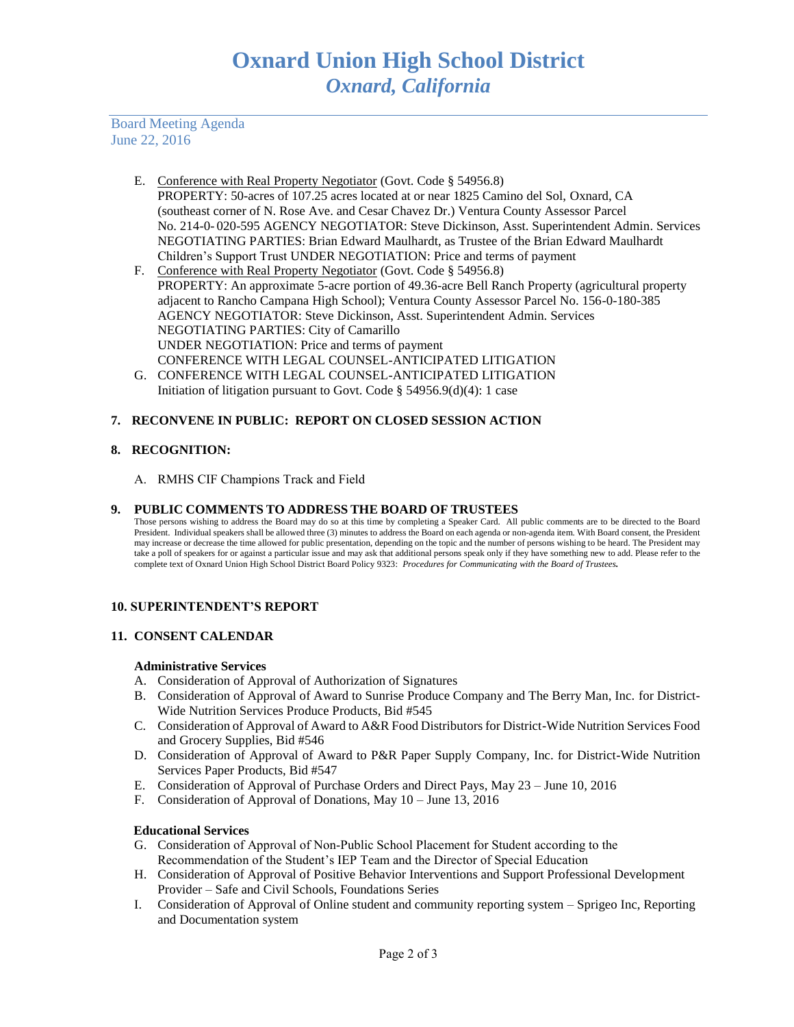E. Conference with Real Property Negotiator (Govt. Code § 54956.8)
   PROPERTY: 50-acres of 107.25 acres located at or near 1825 Camino del Sol, Oxnard, CA (southeast corner of N. Rose Ave. and Cesar Chavez Dr.) Ventura County Assessor Parcel No. 214-0- 020-595 AGENCY NEGOTIATOR: Steve Dickinson, Asst. Superintendent Admin. Services NEGOTIATING PARTIES: Brian Edward Maulhardt, as Trustee of the Brian Edward Maulhardt Children's Support Trust UNDER NEGOTIATION: Price and terms of payment
F. Conference with Real Property Negotiator (Govt. Code § 54956.8)
   PROPERTY: An approximate 5-acre portion of 49.36-acre Bell Ranch Property (agricultural property adjacent to Rancho Campana High School); Ventura County Assessor Parcel No. 156-0-180-385
   AGENCY NEGOTIATOR: Steve Dickinson, Asst. Superintendent Admin. Services
   NEGOTIATING PARTIES: City of Camarillo
   UNDER NEGOTIATION: Price and terms of payment
   CONFERENCE WITH LEGAL COUNSEL-ANTICIPATED LITIGATION
G. CONFERENCE WITH LEGAL COUNSEL-ANTICIPATED LITIGATION
   Initiation of litigation pursuant to Govt. Code § 54956.9(d)(4): 1 case

**7. RECONVENE IN PUBLIC: REPORT ON CLOSED SESSION ACTION**

**8. RECOGNITION:**

A. RMHS CIF Champions Track and Field

**9. PUBLIC COMMENTS TO ADDRESS THE BOARD OF TRUSTEES**

Those persons wishing to address the Board may do so at this time by completing a Speaker Card. All public comments are to be directed to the Board President. Individual speakers shall be allowed three (3) minutes to address the Board on each agenda or non-agenda item. With Board consent, the President may increase or decrease the time allowed for public presentation, depending on the topic and the number of persons wishing to be heard. The President may take a poll of speakers for or against a particular issue and may ask that additional persons speak only if they have something new to add. Please refer to the complete text of Oxnard Union High School District Board Policy 9323: *Procedures for Communicating with the Board of Trustees.*

**10. SUPERINTENDENT'S REPORT**

**11. CONSENT CALENDAR**

**Administrative Services**

A. Consideration of Approval of Authorization of Signatures
B. Consideration of Approval of Award to Sunrise Produce Company and The Berry Man, Inc. for District-Wide Nutrition Services Produce Products, Bid #545
C. Consideration of Approval of Award to A&R Food Distributors for District-Wide Nutrition Services Food and Grocery Supplies, Bid #546
D. Consideration of Approval of Award to P&R Paper Supply Company, Inc. for District-Wide Nutrition Services Paper Products, Bid #547
E. Consideration of Approval of Purchase Orders and Direct Pays, May 23 – June 10, 2016
F. Consideration of Approval of Donations, May 10 – June 13, 2016

**Educational Services**

G. Consideration of Approval of Non-Public School Placement for Student according to the Recommendation of the Student's IEP Team and the Director of Special Education
H. Consideration of Approval of Positive Behavior Interventions and Support Professional Development Provider – Safe and Civil Schools, Foundations Series
I. Consideration of Approval of Online student and community reporting system – Sprigeo Inc, Reporting and Documentation system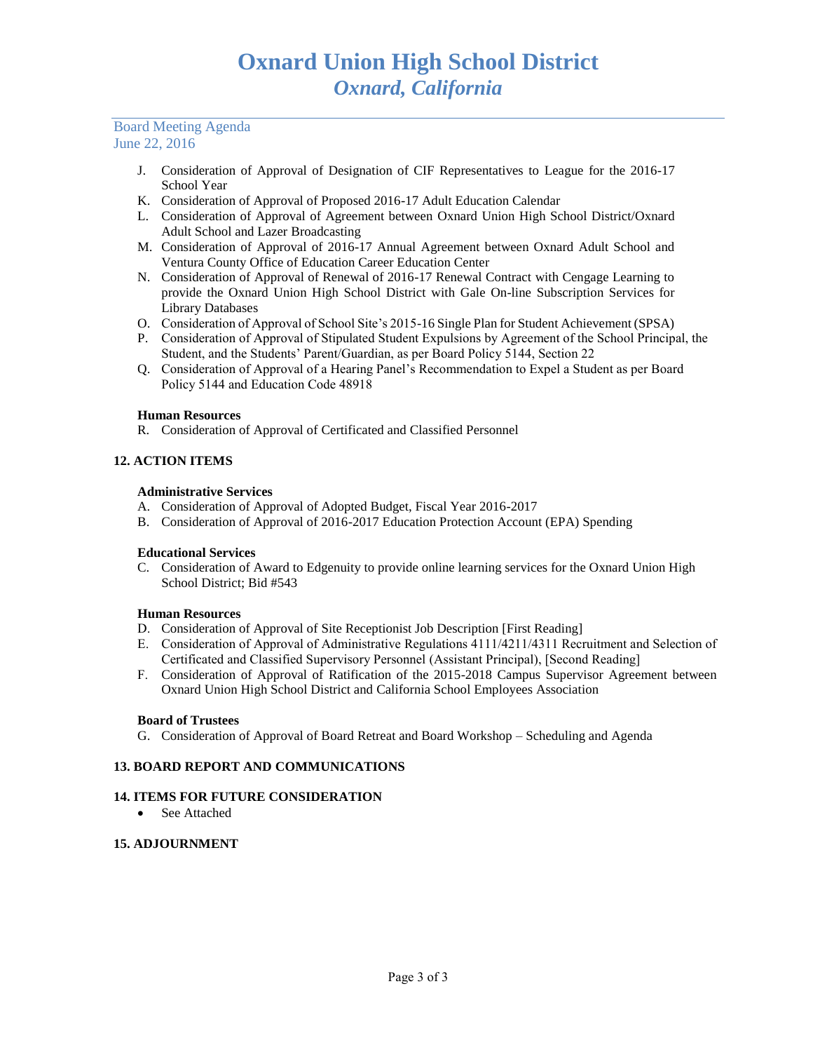J. Consideration of Approval of Designation of CIF Representatives to League for the 2016-17 School Year
K. Consideration of Approval of Proposed 2016-17 Adult Education Calendar
L. Consideration of Approval of Agreement between Oxnard Union High School District/Oxnard Adult School and Lazer Broadcasting
M. Consideration of Approval of 2016-17 Annual Agreement between Oxnard Adult School and Ventura County Office of Education Career Education Center
N. Consideration of Approval of Renewal of 2016-17 Renewal Contract with Cengage Learning to provide the Oxnard Union High School District with Gale On-line Subscription Services for Library Databases
O. Consideration of Approval of School Site's 2015-16 Single Plan for Student Achievement (SPSA)
P. Consideration of Approval of Stipulated Student Expulsions by Agreement of the School Principal, the Student, and the Students' Parent/Guardian, as per Board Policy 5144, Section 22
Q. Consideration of Approval of a Hearing Panel's Recommendation to Expel a Student as per Board Policy 5144 and Education Code 48918

**Human Resources**

R. Consideration of Approval of Certificated and Classified Personnel

## 12. ACTION ITEMS

**Administrative Services**

A. Consideration of Approval of Adopted Budget, Fiscal Year 2016-2017
B. Consideration of Approval of 2016-2017 Education Protection Account (EPA) Spending

**Educational Services**

C. Consideration of Award to Edgenuity to provide online learning services for the Oxnard Union High School District; Bid #543

**Human Resources**

D. Consideration of Approval of Site Receptionist Job Description [First Reading]
E. Consideration of Approval of Administrative Regulations 4111/4211/4311 Recruitment and Selection of Certificated and Classified Supervisory Personnel (Assistant Principal), [Second Reading]
F. Consideration of Approval of Ratification of the 2015-2018 Campus Supervisor Agreement between Oxnard Union High School District and California School Employees Association

**Board of Trustees**

G. Consideration of Approval of Board Retreat and Board Workshop – Scheduling and Agenda

## 13. BOARD REPORT AND COMMUNICATIONS

## 14. ITEMS FOR FUTURE CONSIDERATION

- See Attached

## 15. ADJOURNMENT